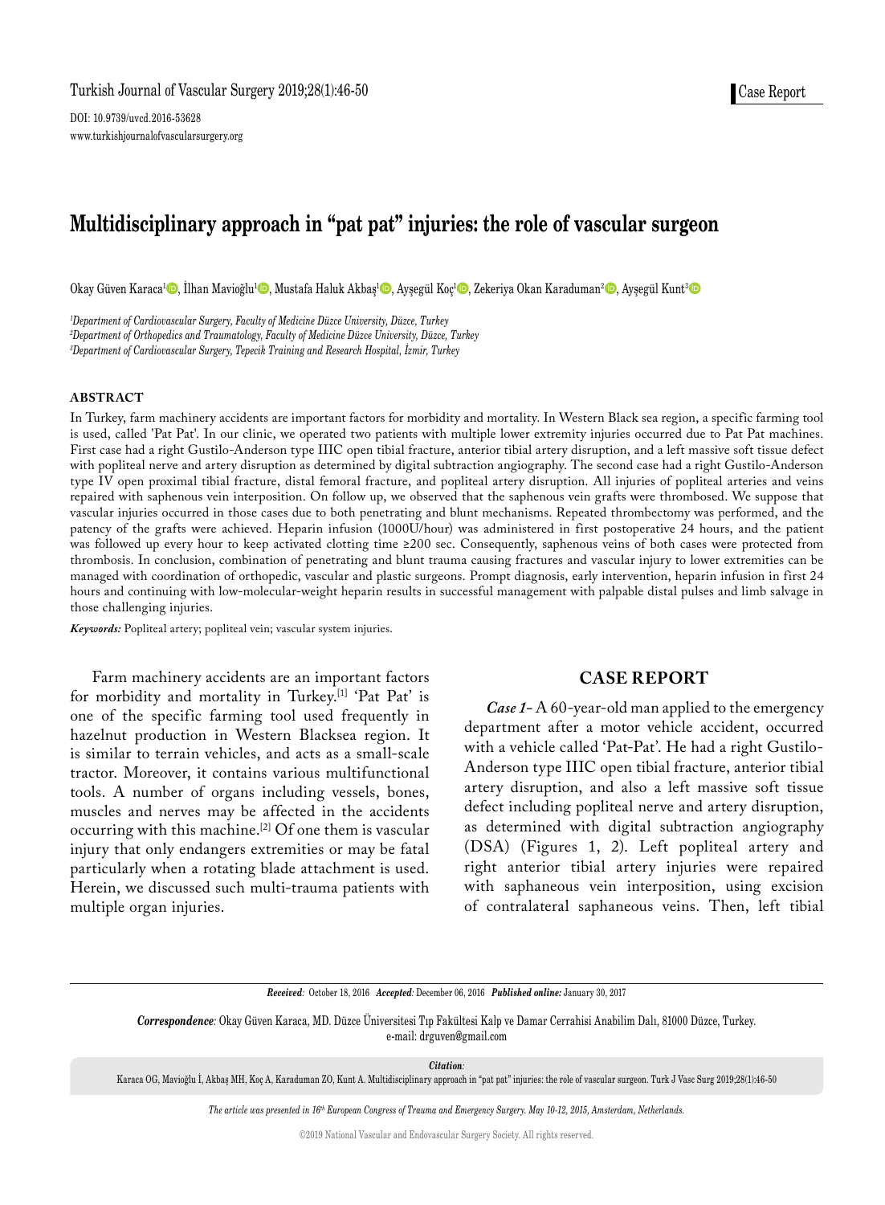Case Report

DOI: 10.9739/uvcd.2016-53628
www.turkishjournalofvascularsurgery.org

# Multidisciplinary approach in “pat pat” injuries: the role of vascular surgeon

Okay Güven Karaca[1], İlhan Mavioğlu[1], Mustafa Haluk Akbaş[1], Ayşegül Koç[1], Zekeriya Okan Karaduman[2], Ayşegül Kunt[3]

*[1]Department of Cardiovascular Surgery, Faculty of Medicine Düzce University, Düzce, Turkey*
*[2]Department of Orthopedics and Traumatology, Faculty of Medicine Düzce University, Düzce, Turkey*
*[3]Department of Cardiovascular Surgery, Tepecik Training and Research Hospital, İzmir, Turkey*

## ABSTRACT

In Turkey, farm machinery accidents are important factors for morbidity and mortality. In Western Black sea region, a specific farming tool is used, called 'Pat Pat'. In our clinic, we operated two patients with multiple lower extremity injuries occurred due to Pat Pat machines. First case had a right Gustilo-Anderson type IIIC open tibial fracture, anterior tibial artery disruption, and a left massive soft tissue defect with popliteal nerve and artery disruption as determined by digital subtraction angiography. The second case had a right Gustilo-Anderson type IV open proximal tibial fracture, distal femoral fracture, and popliteal artery disruption. All injuries of popliteal arteries and veins repaired with saphenous vein interposition. On follow up, we observed that the saphenous vein grafts were thrombosed. We suppose that vascular injuries occurred in those cases due to both penetrating and blunt mechanisms. Repeated thrombectomy was performed, and the patency of the grafts were achieved. Heparin infusion (1000U/hour) was administered in first postoperative 24 hours, and the patient was followed up every hour to keep activated clotting time ≥200 sec. Consequently, saphenous veins of both cases were protected from thrombosis. In conclusion, combination of penetrating and blunt trauma causing fractures and vascular injury to lower extremities can be managed with coordination of orthopedic, vascular and plastic surgeons. Prompt diagnosis, early intervention, heparin infusion in first 24 hours and continuing with low-molecular-weight heparin results in successful management with palpable distal pulses and limb salvage in those challenging injuries.

***Keywords:*** Popliteal artery; popliteal vein; vascular system injuries.

Farm machinery accidents are an important factors for morbidity and mortality in Turkey.[1] 'Pat Pat' is one of the specific farming tool used frequently in hazelnut production in Western Blacksea region. It is similar to terrain vehicles, and acts as a small-scale tractor. Moreover, it contains various multifunctional tools. A number of organs including vessels, bones, muscles and nerves may be affected in the accidents occurring with this machine.[2] Of one them is vascular injury that only endangers extremities or may be fatal particularly when a rotating blade attachment is used. Herein, we discussed such multi-trauma patients with multiple organ injuries.

## CASE REPORT

***Case 1-*** A 60-year-old man applied to the emergency department after a motor vehicle accident, occurred with a vehicle called 'Pat-Pat'. He had a right Gustilo-Anderson type IIIC open tibial fracture, anterior tibial artery disruption, and also a left massive soft tissue defect including popliteal nerve and artery disruption, as determined with digital subtraction angiography (DSA) (Figures 1, 2). Left popliteal artery and right anterior tibial artery injuries were repaired with saphaneous vein interposition, using excision of contralateral saphaneous veins. Then, left tibial

*Received:* October 18, 2016 *Accepted:* December 06, 2016 *Published online:* January 30, 2017

*Correspondence:* Okay Güven Karaca, MD. Düzce Üniversitesi Tıp Fakültesi Kalp ve Damar Cerrahisi Anabilim Dalı, 81000 Düzce, Turkey.
e-mail: drguven@gmail.com

*Citation:*
Karaca OG, Mavioğlu İ, Akbaş MH, Koç A, Karaduman ZO, Kunt A. Multidisciplinary approach in "pat pat" injuries: the role of vascular surgeon. Turk J Vasc Surg 2019;28(1):46-50

*The article was presented in 16th European Congress of Trauma and Emergency Surgery. May 10-12, 2015, Amsterdam, Netherlands.*

©2019 National Vascular and Endovascular Surgery Society. All rights reserved.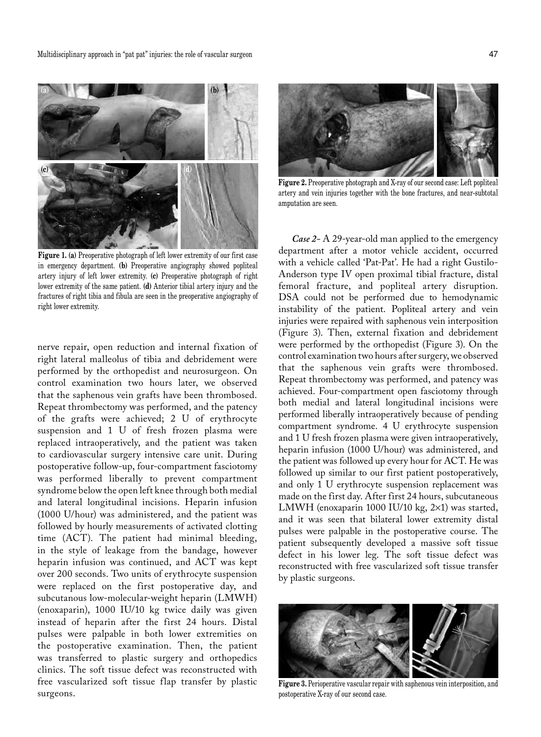**Figure 1. (a)** Preoperative photograph of left lower extremity of our first case in emergency department. **(b)** Preoperative angiography showed popliteal artery injury of left lower extremity. **(c)** Preoperative photograph of right lower extremity of the same patient. **(d)** Anterior tibial artery injury and the fractures of right tibia and fibula are seen in the preoperative angiography of right lower extremity.

nerve repair, open reduction and internal fixation of right lateral malleolus of tibia and debridement were performed by the orthopedist and neurosurgeon. On control examination two hours later, we observed that the saphenous vein grafts have been thrombosed. Repeat thrombectomy was performed, and the patency of the grafts were achieved; 2 U of erythrocyte suspension and 1 U of fresh frozen plasma were replaced intraoperatively, and the patient was taken to cardiovascular surgery intensive care unit. During postoperative follow-up, four-compartment fasciotomy was performed liberally to prevent compartment syndrome below the open left knee through both medial and lateral longitudinal incisions. Heparin infusion (1000 U/hour) was administered, and the patient was followed by hourly measurements of activated clotting time (ACT). The patient had minimal bleeding, in the style of leakage from the bandage, however heparin infusion was continued, and ACT was kept over 200 seconds. Two units of erythrocyte suspension were replaced on the first postoperative day, and subcutanous low-molecular-weight heparin (LMWH) (enoxaparin), 1000 IU/10 kg twice daily was given instead of heparin after the first 24 hours. Distal pulses were palpable in both lower extremities on the postoperative examination. Then, the patient was transferred to plastic surgery and orthopedics clinics. The soft tissue defect was reconstructed with free vascularized soft tissue flap transfer by plastic surgeons.

**Figure 2.** Preoperative photograph and X-ray of our second case: Left popliteal artery and vein injuries together with the bone fractures, and near-subtotal amputation are seen.

***Case 2***- A 29-year-old man applied to the emergency department after a motor vehicle accident, occurred with a vehicle called 'Pat-Pat'. He had a right Gustilo-Anderson type IV open proximal tibial fracture, distal femoral fracture, and popliteal artery disruption. DSA could not be performed due to hemodynamic instability of the patient. Popliteal artery and vein injuries were repaired with saphenous vein interposition (Figure 3). Then, external fixation and debridement were performed by the orthopedist (Figure 3). On the control examination two hours after surgery, we observed that the saphenous vein grafts were thrombosed. Repeat thrombectomy was performed, and patency was achieved. Four-compartment open fasciotomy through both medial and lateral longitudinal incisions were performed liberally intraoperatively because of pending compartment syndrome. 4 U erythrocyte suspension and 1 U fresh frozen plasma were given intraoperatively, heparin infusion (1000 U/hour) was administered, and the patient was followed up every hour for ACT. He was followed up similar to our first patient postoperatively, and only 1 U erythrocyte suspension replacement was made on the first day. After first 24 hours, subcutaneous LMWH (enoxaparin 1000 IU/10 kg, 2×1) was started, and it was seen that bilateral lower extremity distal pulses were palpable in the postoperative course. The patient subsequently developed a massive soft tissue defect in his lower leg. The soft tissue defect was reconstructed with free vascularized soft tissue transfer by plastic surgeons.

**Figure 3.** Perioperative vascular repair with saphenous vein interposition, and postoperative X-ray of our second case.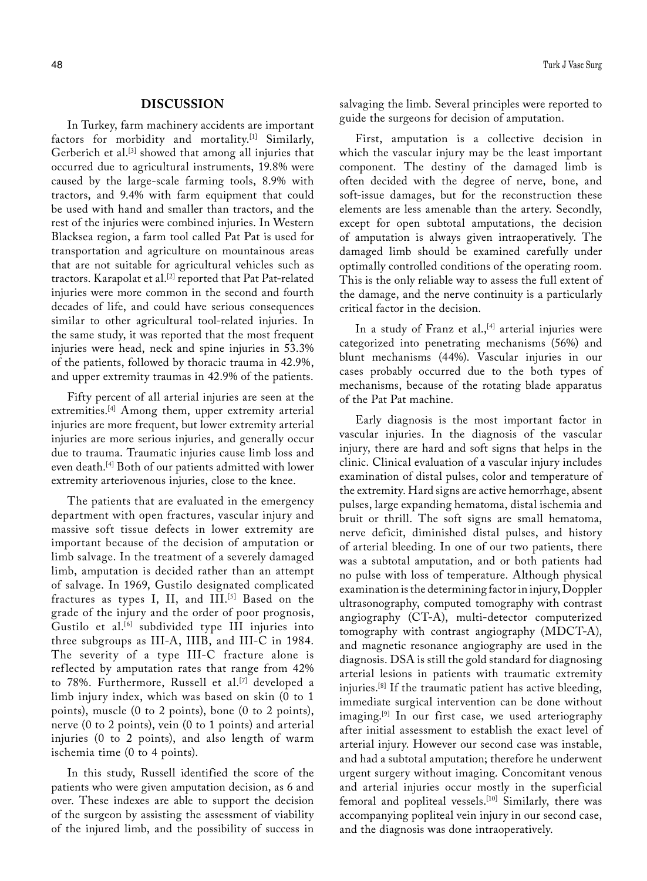## DISCUSSION

In Turkey, farm machinery accidents are important factors for morbidity and mortality.[1] Similarly, Gerberich et al.[3] showed that among all injuries that occurred due to agricultural instruments, 19.8% were caused by the large-scale farming tools, 8.9% with tractors, and 9.4% with farm equipment that could be used with hand and smaller than tractors, and the rest of the injuries were combined injuries. In Western Blacksea region, a farm tool called Pat Pat is used for transportation and agriculture on mountainous areas that are not suitable for agricultural vehicles such as tractors. Karapolat et al.[2] reported that Pat Pat-related injuries were more common in the second and fourth decades of life, and could have serious consequences similar to other agricultural tool-related injuries. In the same study, it was reported that the most frequent injuries were head, neck and spine injuries in 53.3% of the patients, followed by thoracic trauma in 42.9%, and upper extremity traumas in 42.9% of the patients.

Fifty percent of all arterial injuries are seen at the extremities.[4] Among them, upper extremity arterial injuries are more frequent, but lower extremity arterial injuries are more serious injuries, and generally occur due to trauma. Traumatic injuries cause limb loss and even death.[4] Both of our patients admitted with lower extremity arteriovenous injuries, close to the knee.

The patients that are evaluated in the emergency department with open fractures, vascular injury and massive soft tissue defects in lower extremity are important because of the decision of amputation or limb salvage. In the treatment of a severely damaged limb, amputation is decided rather than an attempt of salvage. In 1969, Gustilo designated complicated fractures as types I, II, and III.[5] Based on the grade of the injury and the order of poor prognosis, Gustilo et al.[6] subdivided type III injuries into three subgroups as III-A, IIIB, and III-C in 1984. The severity of a type III-C fracture alone is reflected by amputation rates that range from 42% to 78%. Furthermore, Russell et al.[7] developed a limb injury index, which was based on skin (0 to 1 points), muscle (0 to 2 points), bone (0 to 2 points), nerve (0 to 2 points), vein (0 to 1 points) and arterial injuries (0 to 2 points), and also length of warm ischemia time (0 to 4 points).

In this study, Russell identified the score of the patients who were given amputation decision, as 6 and over. These indexes are able to support the decision of the surgeon by assisting the assessment of viability of the injured limb, and the possibility of success in salvaging the limb. Several principles were reported to guide the surgeons for decision of amputation.

First, amputation is a collective decision in which the vascular injury may be the least important component. The destiny of the damaged limb is often decided with the degree of nerve, bone, and soft-issue damages, but for the reconstruction these elements are less amenable than the artery. Secondly, except for open subtotal amputations, the decision of amputation is always given intraoperatively. The damaged limb should be examined carefully under optimally controlled conditions of the operating room. This is the only reliable way to assess the full extent of the damage, and the nerve continuity is a particularly critical factor in the decision.

In a study of Franz et al.,[4] arterial injuries were categorized into penetrating mechanisms (56%) and blunt mechanisms (44%). Vascular injuries in our cases probably occurred due to the both types of mechanisms, because of the rotating blade apparatus of the Pat Pat machine.

Early diagnosis is the most important factor in vascular injuries. In the diagnosis of the vascular injury, there are hard and soft signs that helps in the clinic. Clinical evaluation of a vascular injury includes examination of distal pulses, color and temperature of the extremity. Hard signs are active hemorrhage, absent pulses, large expanding hematoma, distal ischemia and bruit or thrill. The soft signs are small hematoma, nerve deficit, diminished distal pulses, and history of arterial bleeding. In one of our two patients, there was a subtotal amputation, and or both patients had no pulse with loss of temperature. Although physical examination is the determining factor in injury, Doppler ultrasonography, computed tomography with contrast angiography (CT-A), multi-detector computerized tomography with contrast angiography (MDCT-A), and magnetic resonance angiography are used in the diagnosis. DSA is still the gold standard for diagnosing arterial lesions in patients with traumatic extremity injuries.[8] If the traumatic patient has active bleeding, immediate surgical intervention can be done without imaging.[9] In our first case, we used arteriography after initial assessment to establish the exact level of arterial injury. However our second case was instable, and had a subtotal amputation; therefore he underwent urgent surgery without imaging. Concomitant venous and arterial injuries occur mostly in the superficial femoral and popliteal vessels.[10] Similarly, there was accompanying popliteal vein injury in our second case, and the diagnosis was done intraoperatively.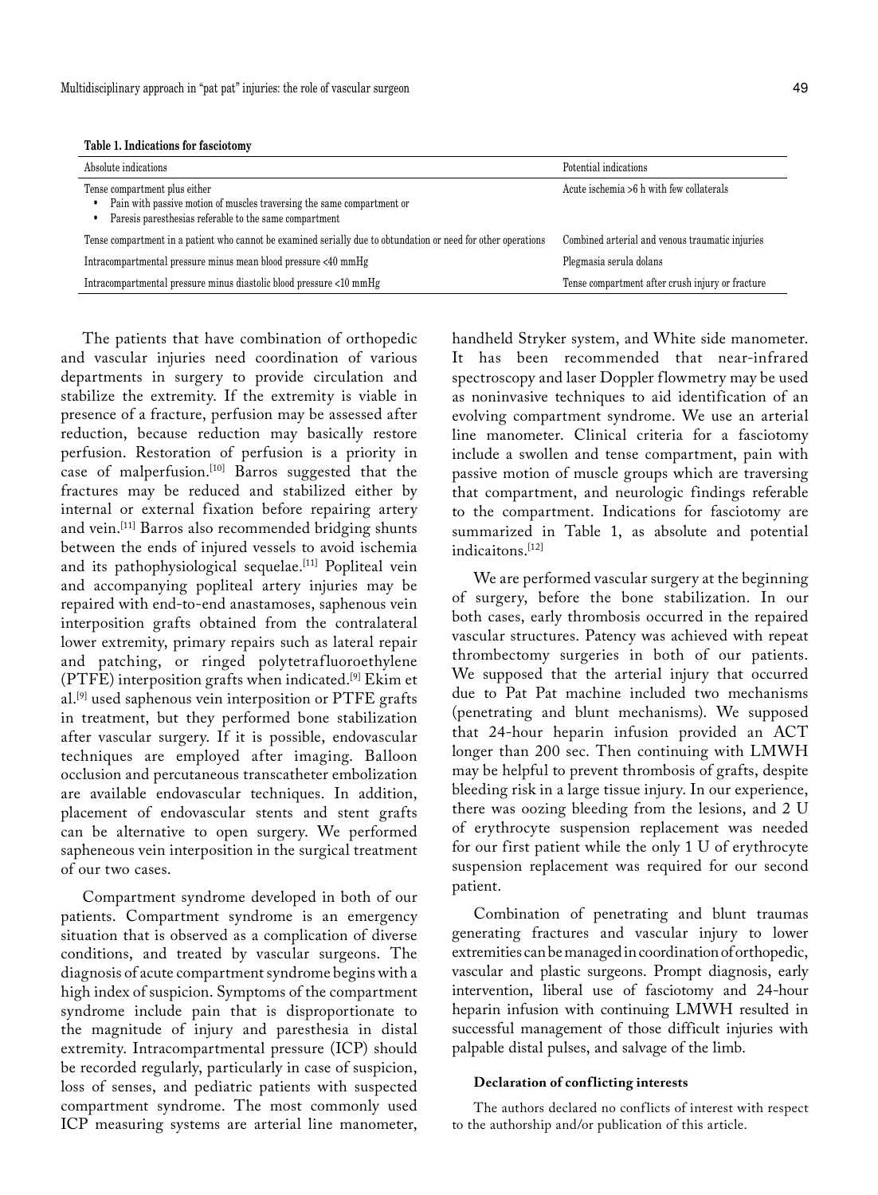**Table 1. Indications for fasciotomy**

| Absolute indications | Potential indications |
|---|---|
| Tense compartment plus either<br>• Pain with passive motion of muscles traversing the same compartment or<br>• Paresis paresthesias referable to the same compartment | Acute ischemia >6 h with few collaterals |
| Tense compartment in a patient who cannot be examined serially due to obtundation or need for other operations | Combined arterial and venous traumatic injuries |
| Intracompartmental pressure minus mean blood pressure <40 mmHg | Plegmasia serula dolans |
| Intracompartmental pressure minus diastolic blood pressure <10 mmHg | Tense compartment after crush injury or fracture |

The patients that have combination of orthopedic and vascular injuries need coordination of various departments in surgery to provide circulation and stabilize the extremity. If the extremity is viable in presence of a fracture, perfusion may be assessed after reduction, because reduction may basically restore perfusion. Restoration of perfusion is a priority in case of malperfusion.[10] Barros suggested that the fractures may be reduced and stabilized either by internal or external fixation before repairing artery and vein.[11] Barros also recommended bridging shunts between the ends of injured vessels to avoid ischemia and its pathophysiological sequelae.[11] Popliteal vein and accompanying popliteal artery injuries may be repaired with end-to-end anastamoses, saphenous vein interposition grafts obtained from the contralateral lower extremity, primary repairs such as lateral repair and patching, or ringed polytetrafluoroethylene (PTFE) interposition grafts when indicated.[9] Ekim et al.[9] used saphenous vein interposition or PTFE grafts in treatment, but they performed bone stabilization after vascular surgery. If it is possible, endovascular techniques are employed after imaging. Balloon occlusion and percutaneous transcatheter embolization are available endovascular techniques. In addition, placement of endovascular stents and stent grafts can be alternative to open surgery. We performed sapheneous vein interposition in the surgical treatment of our two cases.

Compartment syndrome developed in both of our patients. Compartment syndrome is an emergency situation that is observed as a complication of diverse conditions, and treated by vascular surgeons. The diagnosis of acute compartment syndrome begins with a high index of suspicion. Symptoms of the compartment syndrome include pain that is disproportionate to the magnitude of injury and paresthesia in distal extremity. Intracompartmental pressure (ICP) should be recorded regularly, particularly in case of suspicion, loss of senses, and pediatric patients with suspected compartment syndrome. The most commonly used ICP measuring systems are arterial line manometer, handheld Stryker system, and White side manometer. It has been recommended that near-infrared spectroscopy and laser Doppler flowmetry may be used as noninvasive techniques to aid identification of an evolving compartment syndrome. We use an arterial line manometer. Clinical criteria for a fasciotomy include a swollen and tense compartment, pain with passive motion of muscle groups which are traversing that compartment, and neurologic findings referable to the compartment. Indications for fasciotomy are summarized in Table 1, as absolute and potential indicaitons.[12]

We are performed vascular surgery at the beginning of surgery, before the bone stabilization. In our both cases, early thrombosis occurred in the repaired vascular structures. Patency was achieved with repeat thrombectomy surgeries in both of our patients. We supposed that the arterial injury that occurred due to Pat Pat machine included two mechanisms (penetrating and blunt mechanisms). We supposed that 24-hour heparin infusion provided an ACT longer than 200 sec. Then continuing with LMWH may be helpful to prevent thrombosis of grafts, despite bleeding risk in a large tissue injury. In our experience, there was oozing bleeding from the lesions, and 2 U of erythrocyte suspension replacement was needed for our first patient while the only 1 U of erythrocyte suspension replacement was required for our second patient.

Combination of penetrating and blunt traumas generating fractures and vascular injury to lower extremities can be managed in coordination of orthopedic, vascular and plastic surgeons. Prompt diagnosis, early intervention, liberal use of fasciotomy and 24-hour heparin infusion with continuing LMWH resulted in successful management of those difficult injuries with palpable distal pulses, and salvage of the limb.

#### Declaration of conflicting interests

The authors declared no conflicts of interest with respect to the authorship and/or publication of this article.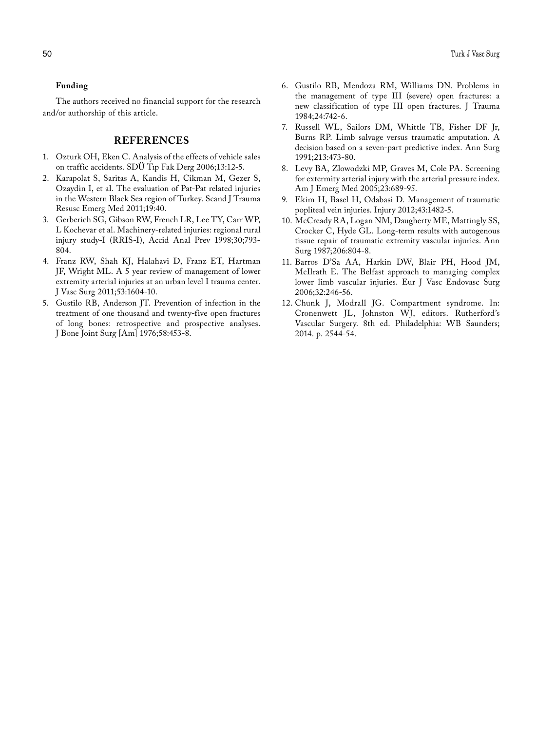**Funding**

The authors received no financial support for the research and/or authorship of this article.

## REFERENCES

1. Ozturk OH, Eken C. Analysis of the effects of vehicle sales on traffic accidents. SDÜ Tıp Fak Derg 2006;13:12-5.
2. Karapolat S, Saritas A, Kandis H, Cikman M, Gezer S, Ozaydin I, et al. The evaluation of Pat-Pat related injuries in the Western Black Sea region of Turkey. Scand J Trauma Resusc Emerg Med 2011;19:40.
3. Gerberich SG, Gibson RW, French LR, Lee TY, Carr WP, L Kochevar et al. Machinery-related injuries: regional rural injury study-I (RRIS-I), Accid Anal Prev 1998;30;793-804.
4. Franz RW, Shah KJ, Halahavi D, Franz ET, Hartman JF, Wright ML. A 5 year review of management of lower extremity arterial injuries at an urban level I trauma center. J Vasc Surg 2011;53:1604-10.
5. Gustilo RB, Anderson JT. Prevention of infection in the treatment of one thousand and twenty-five open fractures of long bones: retrospective and prospective analyses. J Bone Joint Surg [Am] 1976;58:453-8.
6. Gustilo RB, Mendoza RM, Williams DN. Problems in the management of type III (severe) open fractures: a new classification of type III open fractures. J Trauma 1984;24:742-6.
7. Russell WL, Sailors DM, Whittle TB, Fisher DF Jr, Burns RP. Limb salvage versus traumatic amputation. A decision based on a seven-part predictive index. Ann Surg 1991;213:473-80.
8. Levy BA, Zlowodzki MP, Graves M, Cole PA. Screening for extermity arterial injury with the arterial pressure index. Am J Emerg Med 2005;23:689-95.
9. Ekim H, Basel H, Odabasi D. Management of traumatic popliteal vein injuries. Injury 2012;43:1482-5.
10. McCready RA, Logan NM, Daugherty ME, Mattingly SS, Crocker C, Hyde GL. Long-term results with autogenous tissue repair of traumatic extremity vascular injuries. Ann Surg 1987;206:804-8.
11. Barros D'Sa AA, Harkin DW, Blair PH, Hood JM, McIlrath E. The Belfast approach to managing complex lower limb vascular injuries. Eur J Vasc Endovasc Surg 2006;32:246-56.
12. Chunk J, Modrall JG. Compartment syndrome. In: Cronenwett JL, Johnston WJ, editors. Rutherford's Vascular Surgery. 8th ed. Philadelphia: WB Saunders; 2014. p. 2544-54.